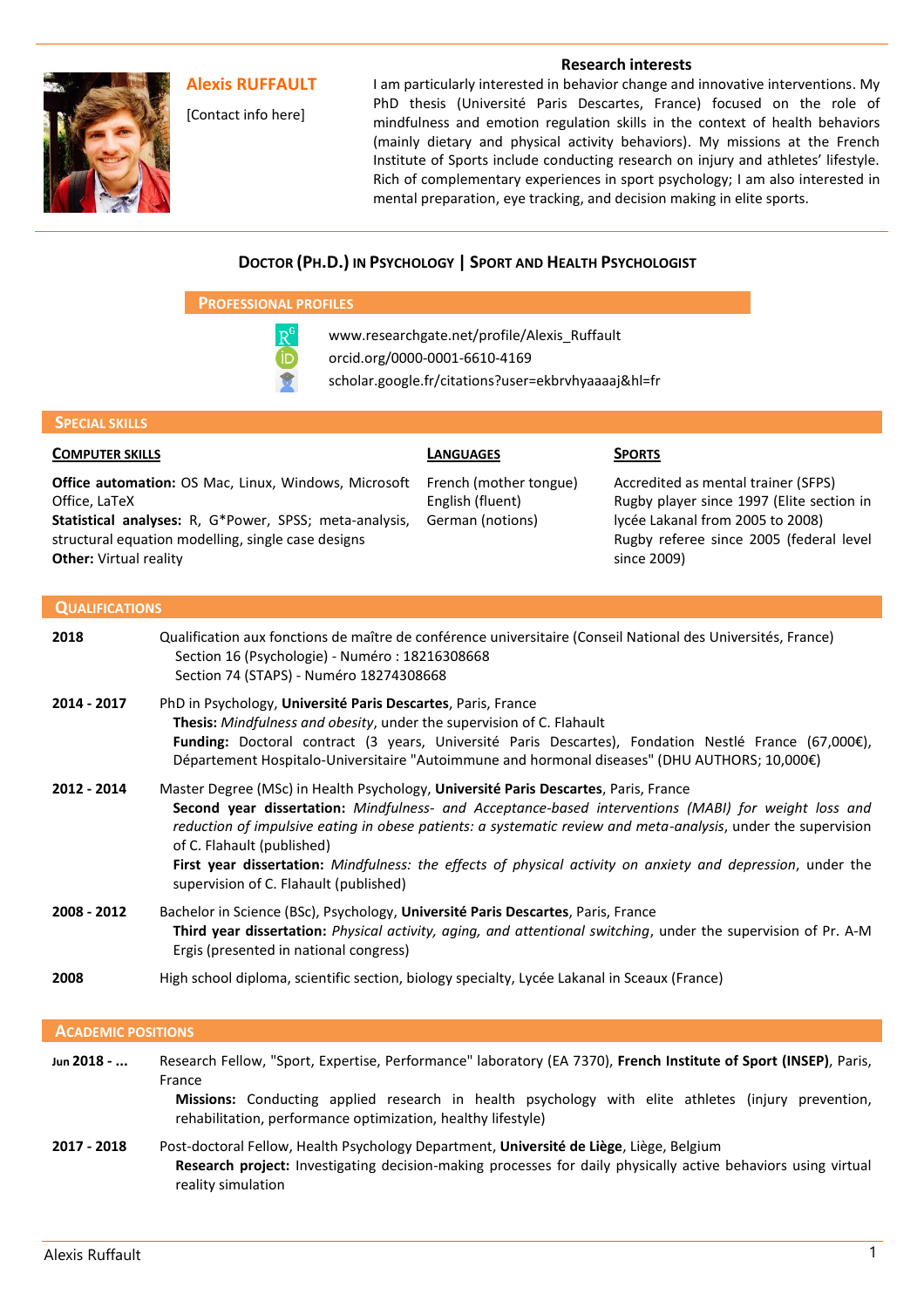**Alexis RUFFAULT**

[Contact info here]

**Research interests**

I am particularly interested in behavior change and innovative interventions. My PhD thesis (Université Paris Descartes, France) focused on the role of mindfulness and emotion regulation skills in the context of health behaviors (mainly dietary and physical activity behaviors). My missions at the French Institute of Sports include conducting research on injury and athletes' lifestyle. Rich of complementary experiences in sport psychology; I am also interested in mental preparation, eye tracking, and decision making in elite sports.

# DOCTOR (PH.D.) IN PSYCHOLOGY | SPORT AND HEALTH PSYCHOLOGIST

## PROFESSIONAL PROFILES

www.researchgate.net/profile/Alexis_Ruffault
orcid.org/0000-0001-6610-4169
scholar.google.fr/citations?user=ekbrvhyaaaaj&hl=fr

## SPECIAL SKILLS

**COMPUTER SKILLS**

**Office automation:** OS Mac, Linux, Windows, Microsoft Office, LaTeX
**Statistical analyses:** R, G*Power, SPSS; meta-analysis, structural equation modelling, single case designs
**Other:** Virtual reality

**LANGUAGES**

French (mother tongue)
English (fluent)
German (notions)

**SPORTS**

Accredited as mental trainer (SFPS)
Rugby player since 1997 (Elite section in lycée Lakanal from 2005 to 2008)
Rugby referee since 2005 (federal level since 2009)

## QUALIFICATIONS

**2018** — Qualification aux fonctions de maître de conférence universitaire (Conseil National des Universités, France)
Section 16 (Psychologie) - Numéro : 18216308668
Section 74 (STAPS) - Numéro 18274308668

**2014 - 2017** — PhD in Psychology, **Université Paris Descartes**, Paris, France
**Thesis:** *Mindfulness and obesity*, under the supervision of C. Flahault
**Funding:** Doctoral contract (3 years, Université Paris Descartes), Fondation Nestlé France (67,000€), Département Hospitalo-Universitaire "Autoimmune and hormonal diseases" (DHU AUTHORS; 10,000€)

**2012 - 2014** — Master Degree (MSc) in Health Psychology, **Université Paris Descartes**, Paris, France
**Second year dissertation:** *Mindfulness- and Acceptance-based interventions (MABI) for weight loss and reduction of impulsive eating in obese patients: a systematic review and meta-analysis*, under the supervision of C. Flahault (published)
**First year dissertation:** *Mindfulness: the effects of physical activity on anxiety and depression*, under the supervision of C. Flahault (published)

**2008 - 2012** — Bachelor in Science (BSc), Psychology, **Université Paris Descartes**, Paris, France
**Third year dissertation:** *Physical activity, aging, and attentional switching*, under the supervision of Pr. A-M Ergis (presented in national congress)

**2008** — High school diploma, scientific section, biology specialty, Lycée Lakanal in Sceaux (France)

## ACADEMIC POSITIONS

**Jun 2018 - ...** — Research Fellow, "Sport, Expertise, Performance" laboratory (EA 7370), **French Institute of Sport (INSEP)**, Paris, France
**Missions:** Conducting applied research in health psychology with elite athletes (injury prevention, rehabilitation, performance optimization, healthy lifestyle)

**2017 - 2018** — Post-doctoral Fellow, Health Psychology Department, **Université de Liège**, Liège, Belgium
**Research project:** Investigating decision-making processes for daily physically active behaviors using virtual reality simulation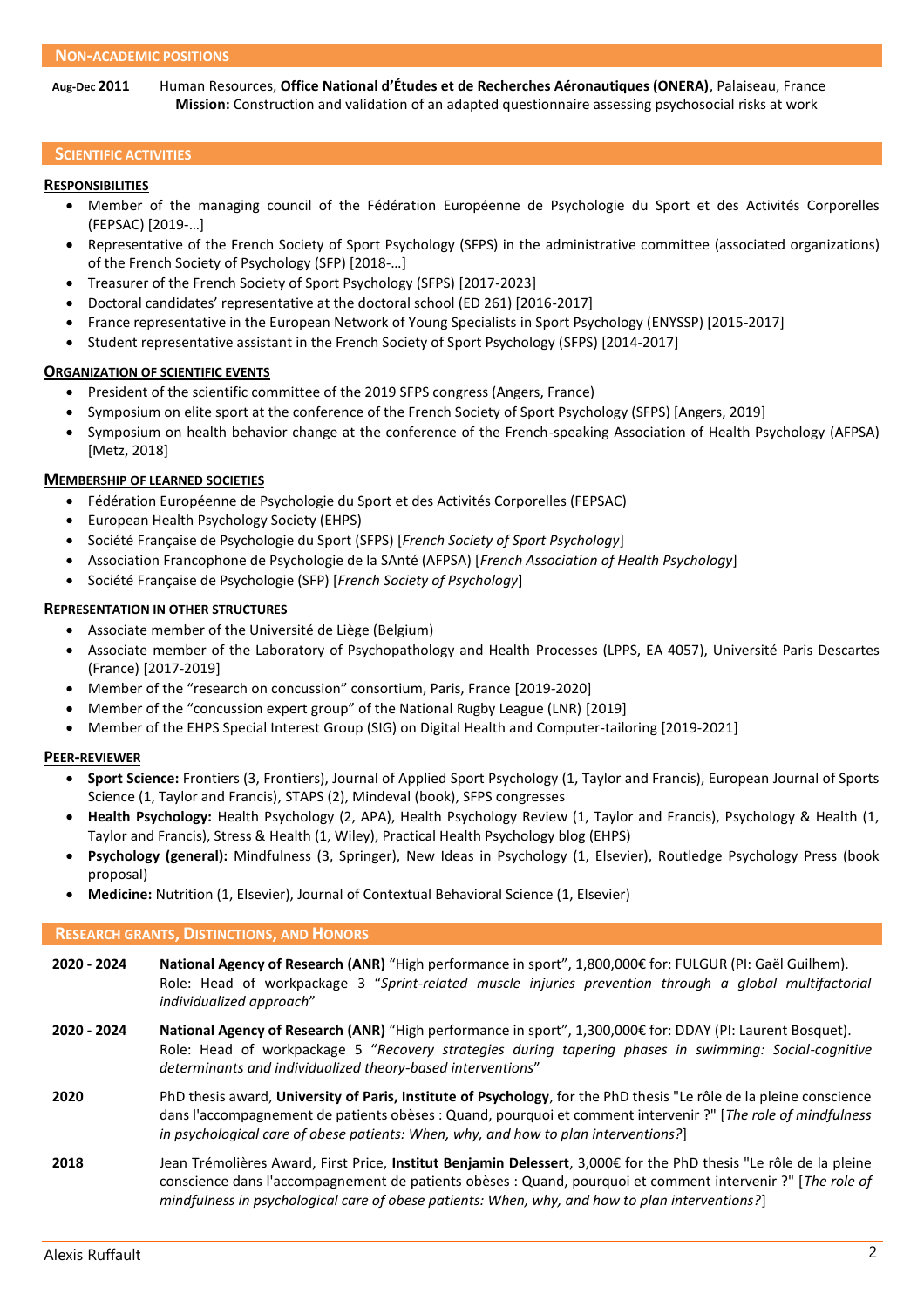## Non-academic positions

| | |
|---|---|
| Aug-Dec **2011** | Human Resources, **Office National d'Études et de Recherches Aéronautiques (ONERA)**, Palaiseau, France **Mission:** Construction and validation of an adapted questionnaire assessing psychosocial risks at work |

## Scientific activities

### Responsibilities

- Member of the managing council of the Fédération Européenne de Psychologie du Sport et des Activités Corporelles (FEPSAC) [2019-…]
- Representative of the French Society of Sport Psychology (SFPS) in the administrative committee (associated organizations) of the French Society of Psychology (SFP) [2018-…]
- Treasurer of the French Society of Sport Psychology (SFPS) [2017-2023]
- Doctoral candidates' representative at the doctoral school (ED 261) [2016-2017]
- France representative in the European Network of Young Specialists in Sport Psychology (ENYSSP) [2015-2017]
- Student representative assistant in the French Society of Sport Psychology (SFPS) [2014-2017]

### Organization of scientific events

- President of the scientific committee of the 2019 SFPS congress (Angers, France)
- Symposium on elite sport at the conference of the French Society of Sport Psychology (SFPS) [Angers, 2019]
- Symposium on health behavior change at the conference of the French-speaking Association of Health Psychology (AFPSA) [Metz, 2018]

### Membership of learned societies

- Fédération Européenne de Psychologie du Sport et des Activités Corporelles (FEPSAC)
- European Health Psychology Society (EHPS)
- Société Française de Psychologie du Sport (SFPS) [*French Society of Sport Psychology*]
- Association Francophone de Psychologie de la SAnté (AFPSA) [*French Association of Health Psychology*]
- Société Française de Psychologie (SFP) [*French Society of Psychology*]

### Representation in other structures

- Associate member of the Université de Liège (Belgium)
- Associate member of the Laboratory of Psychopathology and Health Processes (LPPS, EA 4057), Université Paris Descartes (France) [2017-2019]
- Member of the "research on concussion" consortium, Paris, France [2019-2020]
- Member of the "concussion expert group" of the National Rugby League (LNR) [2019]
- Member of the EHPS Special Interest Group (SIG) on Digital Health and Computer-tailoring [2019-2021]

### Peer-reviewer

- **Sport Science:** Frontiers (3, Frontiers), Journal of Applied Sport Psychology (1, Taylor and Francis), European Journal of Sports Science (1, Taylor and Francis), STAPS (2), Mindeval (book), SFPS congresses
- **Health Psychology:** Health Psychology (2, APA), Health Psychology Review (1, Taylor and Francis), Psychology & Health (1, Taylor and Francis), Stress & Health (1, Wiley), Practical Health Psychology blog (EHPS)
- **Psychology (general):** Mindfulness (3, Springer), New Ideas in Psychology (1, Elsevier), Routledge Psychology Press (book proposal)
- **Medicine:** Nutrition (1, Elsevier), Journal of Contextual Behavioral Science (1, Elsevier)

## Research grants, Distinctions, and Honors

| | |
|---|---|
| **2020 - 2024** | **National Agency of Research (ANR)** "High performance in sport", 1,800,000€ for: FULGUR (PI: Gaël Guilhem). Role: Head of workpackage 3 "*Sprint-related muscle injuries prevention through a global multifactorial individualized approach*" |
| **2020 - 2024** | **National Agency of Research (ANR)** "High performance in sport", 1,300,000€ for: DDAY (PI: Laurent Bosquet). Role: Head of workpackage 5 "*Recovery strategies during tapering phases in swimming: Social-cognitive determinants and individualized theory-based interventions*" |
| **2020** | PhD thesis award, **University of Paris, Institute of Psychology**, for the PhD thesis "Le rôle de la pleine conscience dans l'accompagnement de patients obèses : Quand, pourquoi et comment intervenir ?" [*The role of mindfulness in psychological care of obese patients: When, why, and how to plan interventions?*] |
| **2018** | Jean Trémolières Award, First Price, **Institut Benjamin Delessert**, 3,000€ for the PhD thesis "Le rôle de la pleine conscience dans l'accompagnement de patients obèses : Quand, pourquoi et comment intervenir ?" [*The role of mindfulness in psychological care of obese patients: When, why, and how to plan interventions?*] |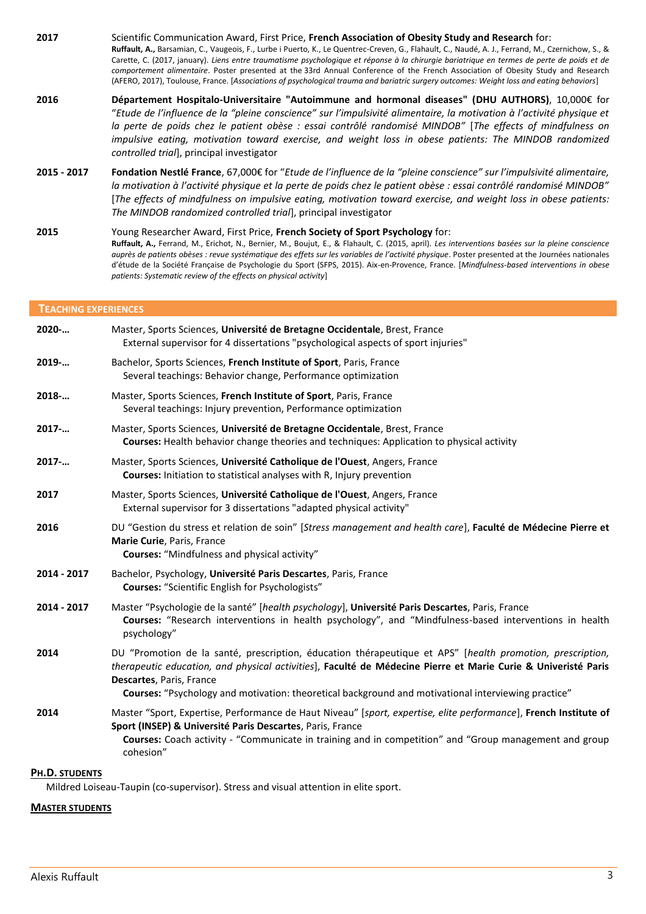**2017** Scientific Communication Award, First Price, **French Association of Obesity Study and Research** for:
**Ruffault, A.,** Barsamian, C., Vaugeois, F., Lurbe i Puerto, K., Le Quentrec-Creven, G., Flahault, C., Naudé, A. J., Ferrand, M., Czernichow, S., & Carette, C. (2017, january). *Liens entre traumatisme psychologique et réponse à la chirurgie bariatrique en termes de perte de poids et de comportement alimentaire*. Poster presented at the 33rd Annual Conference of the French Association of Obesity Study and Research (AFERO, 2017), Toulouse, France. [*Associations of psychological trauma and bariatric surgery outcomes: Weight loss and eating behaviors*]

**2016** **Département Hospitalo-Universitaire "Autoimmune and hormonal diseases" (DHU AUTHORS)**, 10,000€ for "*Etude de l'influence de la "pleine conscience" sur l'impulsivité alimentaire, la motivation à l'activité physique et la perte de poids chez le patient obèse : essai contrôlé randomisé MINDOB"* [*The effects of mindfulness on impulsive eating, motivation toward exercise, and weight loss in obese patients: The MINDOB randomized controlled trial*], principal investigator

**2015 - 2017** **Fondation Nestlé France**, 67,000€ for "*Etude de l'influence de la "pleine conscience" sur l'impulsivité alimentaire, la motivation à l'activité physique et la perte de poids chez le patient obèse : essai contrôlé randomisé MINDOB"* [*The effects of mindfulness on impulsive eating, motivation toward exercise, and weight loss in obese patients: The MINDOB randomized controlled trial*], principal investigator

**2015** Young Researcher Award, First Price, **French Society of Sport Psychology** for:
**Ruffault, A.,** Ferrand, M., Erichot, N., Bernier, M., Boujut, E., & Flahault, C. (2015, april). *Les interventions basées sur la pleine conscience auprès de patients obèses : revue systématique des effets sur les variables de l'activité physique*. Poster presented at the Journées nationales d'étude de la Société Française de Psychologie du Sport (SFPS, 2015). Aix-en-Provence, France. [*Mindfulness-based interventions in obese patients: Systematic review of the effects on physical activity*]

## TEACHING EXPERIENCES

**2020-…** Master, Sports Sciences, **Université de Bretagne Occidentale**, Brest, France
External supervisor for 4 dissertations "psychological aspects of sport injuries"

**2019-…** Bachelor, Sports Sciences, **French Institute of Sport**, Paris, France
Several teachings: Behavior change, Performance optimization

**2018-…** Master, Sports Sciences, **French Institute of Sport**, Paris, France
Several teachings: Injury prevention, Performance optimization

**2017-…** Master, Sports Sciences, **Université de Bretagne Occidentale**, Brest, France
**Courses:** Health behavior change theories and techniques: Application to physical activity

**2017-…** Master, Sports Sciences, **Université Catholique de l'Ouest**, Angers, France
**Courses:** Initiation to statistical analyses with R, Injury prevention

**2017** Master, Sports Sciences, **Université Catholique de l'Ouest**, Angers, France
External supervisor for 3 dissertations "adapted physical activity"

**2016** DU "Gestion du stress et relation de soin" [*Stress management and health care*], **Faculté de Médecine Pierre et Marie Curie**, Paris, France
**Courses:** "Mindfulness and physical activity"

**2014 - 2017** Bachelor, Psychology, **Université Paris Descartes**, Paris, France
**Courses:** "Scientific English for Psychologists"

**2014 - 2017** Master "Psychologie de la santé" [*health psychology*], **Université Paris Descartes**, Paris, France
**Courses:** "Research interventions in health psychology", and "Mindfulness-based interventions in health psychology"

**2014** DU "Promotion de la santé, prescription, éducation thérapeutique et APS" [*health promotion, prescription, therapeutic education, and physical activities*], **Faculté de Médecine Pierre et Marie Curie & Univeristé Paris Descartes**, Paris, France
**Courses:** "Psychology and motivation: theoretical background and motivational interviewing practice"

**2014** Master "Sport, Expertise, Performance de Haut Niveau" [*sport, expertise, elite performance*], **French Institute of Sport (INSEP) & Université Paris Descartes**, Paris, France
**Courses:** Coach activity - "Communicate in training and in competition" and "Group management and group cohesion"

### PH.D. STUDENTS

Mildred Loiseau-Taupin (co-supervisor). Stress and visual attention in elite sport.

### MASTER STUDENTS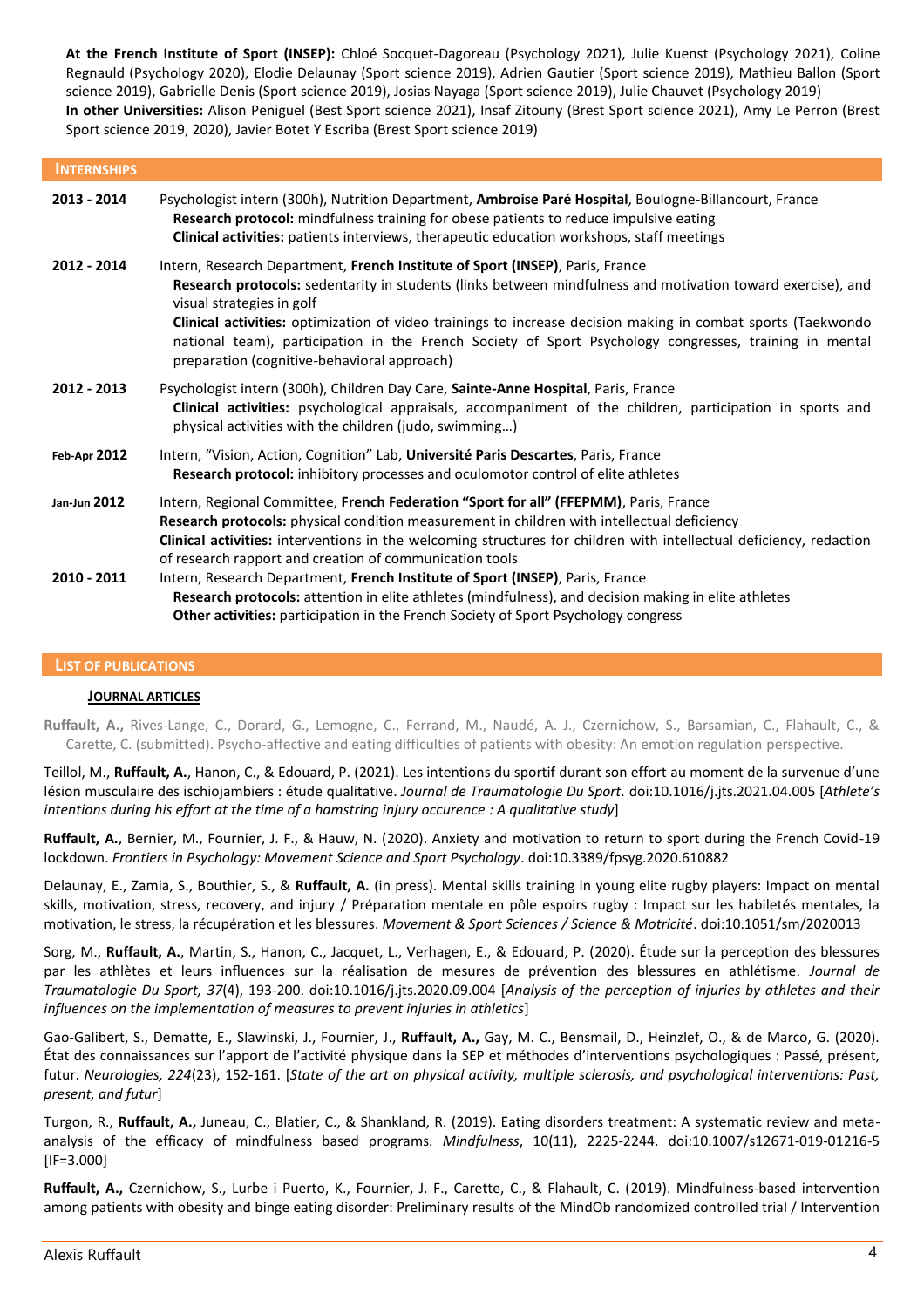**At the French Institute of Sport (INSEP):** Chloé Socquet-Dagoreau (Psychology 2021), Julie Kuenst (Psychology 2021), Coline Regnauld (Psychology 2020), Elodie Delaunay (Sport science 2019), Adrien Gautier (Sport science 2019), Mathieu Ballon (Sport science 2019), Gabrielle Denis (Sport science 2019), Josias Nayaga (Sport science 2019), Julie Chauvet (Psychology 2019)
**In other Universities:** Alison Peniguel (Best Sport science 2021), Insaf Zitouny (Brest Sport science 2021), Amy Le Perron (Brest Sport science 2019, 2020), Javier Botet Y Escriba (Brest Sport science 2019)

## INTERNSHIPS

**2013 - 2014** Psychologist intern (300h), Nutrition Department, **Ambroise Paré Hospital**, Boulogne-Billancourt, France
**Research protocol:** mindfulness training for obese patients to reduce impulsive eating
**Clinical activities:** patients interviews, therapeutic education workshops, staff meetings

**2012 - 2014** Intern, Research Department, **French Institute of Sport (INSEP)**, Paris, France
**Research protocols:** sedentarity in students (links between mindfulness and motivation toward exercise), and visual strategies in golf
**Clinical activities:** optimization of video trainings to increase decision making in combat sports (Taekwondo national team), participation in the French Society of Sport Psychology congresses, training in mental preparation (cognitive-behavioral approach)

**2012 - 2013** Psychologist intern (300h), Children Day Care, **Sainte-Anne Hospital**, Paris, France
**Clinical activities:** psychological appraisals, accompaniment of the children, participation in sports and physical activities with the children (judo, swimming…)

**Feb-Apr 2012** Intern, "Vision, Action, Cognition" Lab, **Université Paris Descartes**, Paris, France
**Research protocol:** inhibitory processes and oculomotor control of elite athletes

**Jan-Jun 2012** Intern, Regional Committee, **French Federation "Sport for all" (FFEPMM)**, Paris, France
**Research protocols:** physical condition measurement in children with intellectual deficiency
**Clinical activities:** interventions in the welcoming structures for children with intellectual deficiency, redaction of research rapport and creation of communication tools

**2010 - 2011** Intern, Research Department, **French Institute of Sport (INSEP)**, Paris, France
**Research protocols:** attention in elite athletes (mindfulness), and decision making in elite athletes
**Other activities:** participation in the French Society of Sport Psychology congress

## LIST OF PUBLICATIONS

### JOURNAL ARTICLES

**Ruffault, A.,** Rives-Lange, C., Dorard, G., Lemogne, C., Ferrand, M., Naudé, A. J., Czernichow, S., Barsamian, C., Flahault, C., & Carette, C. (submitted). Psycho-affective and eating difficulties of patients with obesity: An emotion regulation perspective.

Teillol, M., **Ruffault, A.,** Hanon, C., & Edouard, P. (2021). Les intentions du sportif durant son effort au moment de la survenue d'une lésion musculaire des ischiojambiers : étude qualitative. *Journal de Traumatologie Du Sport.* doi:10.1016/j.jts.2021.04.005 [*Athlete's intentions during his effort at the time of a hamstring injury occurence : A qualitative study*]

**Ruffault, A.**, Bernier, M., Fournier, J. F., & Hauw, N. (2020). Anxiety and motivation to return to sport during the French Covid-19 lockdown. *Frontiers in Psychology: Movement Science and Sport Psychology*. doi:10.3389/fpsyg.2020.610882

Delaunay, E., Zamia, S., Bouthier, S., & **Ruffault, A.** (in press). Mental skills training in young elite rugby players: Impact on mental skills, motivation, stress, recovery, and injury / Préparation mentale en pôle espoirs rugby : Impact sur les habiletés mentales, la motivation, le stress, la récupération et les blessures. *Movement & Sport Sciences / Science & Motricité*. doi:10.1051/sm/2020013

Sorg, M., **Ruffault, A.,** Martin, S., Hanon, C., Jacquet, L., Verhagen, E., & Edouard, P. (2020). Étude sur la perception des blessures par les athlètes et leurs influences sur la réalisation de mesures de prévention des blessures en athlétisme. *Journal de Traumatologie Du Sport, 37*(4), 193-200. doi:10.1016/j.jts.2020.09.004 [*Analysis of the perception of injuries by athletes and their influences on the implementation of measures to prevent injuries in athletics*]

Gao-Galibert, S., Dematte, E., Slawinski, J., Fournier, J., **Ruffault, A.,** Gay, M. C., Bensmail, D., Heinzlef, O., & de Marco, G. (2020). État des connaissances sur l'apport de l'activité physique dans la SEP et méthodes d'interventions psychologiques : Passé, présent, futur. *Neurologies, 224*(23), 152-161. [*State of the art on physical activity, multiple sclerosis, and psychological interventions: Past, present, and futur*]

Turgon, R., **Ruffault, A.,** Juneau, C., Blatier, C., & Shankland, R. (2019). Eating disorders treatment: A systematic review and meta-analysis of the efficacy of mindfulness based programs. *Mindfulness*, 10(11), 2225-2244. doi:10.1007/s12671-019-01216-5 [IF=3.000]

**Ruffault, A.,** Czernichow, S., Lurbe i Puerto, K., Fournier, J. F., Carette, C., & Flahault, C. (2019). Mindfulness-based intervention among patients with obesity and binge eating disorder: Preliminary results of the MindOb randomized controlled trial / Intervention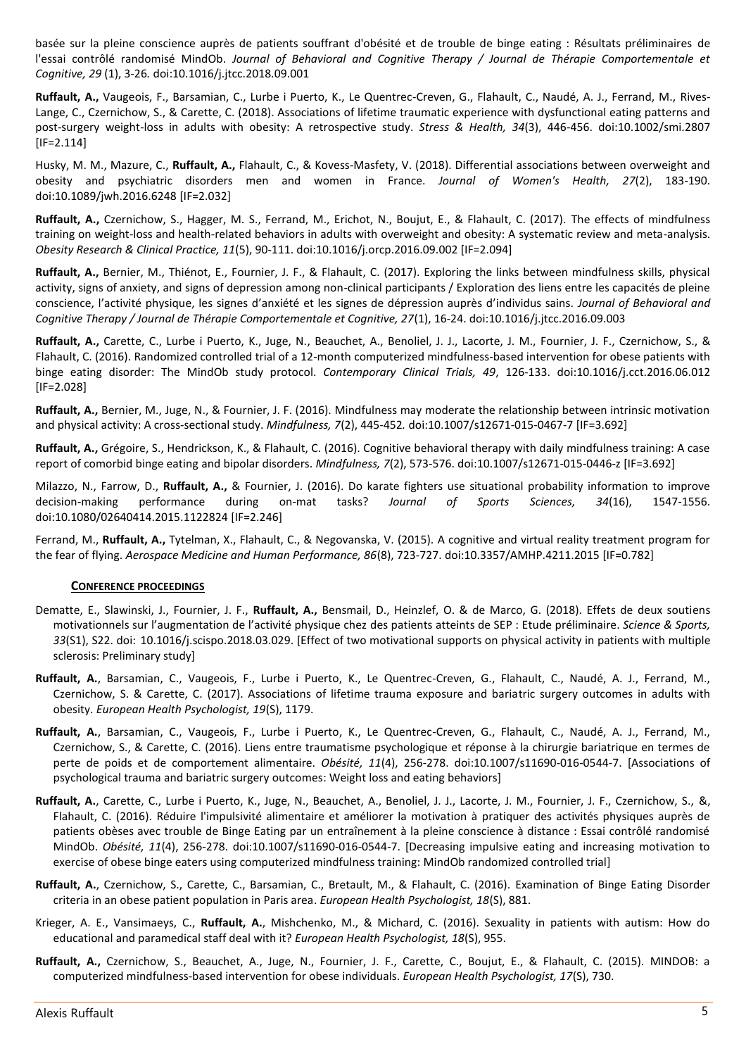basée sur la pleine conscience auprès de patients souffrant d'obésité et de trouble de binge eating : Résultats préliminaires de l'essai contrôlé randomisé MindOb. *Journal of Behavioral and Cognitive Therapy / Journal de Thérapie Comportementale et Cognitive, 29* (1), 3-26. doi:10.1016/j.jtcc.2018.09.001

**Ruffault, A.,** Vaugeois, F., Barsamian, C., Lurbe i Puerto, K., Le Quentrec-Creven, G., Flahault, C., Naudé, A. J., Ferrand, M., Rives-Lange, C., Czernichow, S., & Carette, C. (2018). Associations of lifetime traumatic experience with dysfunctional eating patterns and post-surgery weight-loss in adults with obesity: A retrospective study. *Stress & Health, 34*(3), 446-456. doi:10.1002/smi.2807 [IF=2.114]

Husky, M. M., Mazure, C., **Ruffault, A.,** Flahault, C., & Kovess-Masfety, V. (2018). Differential associations between overweight and obesity and psychiatric disorders men and women in France. *Journal of Women's Health, 27*(2), 183-190. doi:10.1089/jwh.2016.6248 [IF=2.032]

**Ruffault, A.,** Czernichow, S., Hagger, M. S., Ferrand, M., Erichot, N., Boujut, E., & Flahault, C. (2017). The effects of mindfulness training on weight-loss and health-related behaviors in adults with overweight and obesity: A systematic review and meta-analysis. *Obesity Research & Clinical Practice, 11*(5), 90-111. doi:10.1016/j.orcp.2016.09.002 [IF=2.094]

**Ruffault, A.,** Bernier, M., Thiénot, E., Fournier, J. F., & Flahault, C. (2017). Exploring the links between mindfulness skills, physical activity, signs of anxiety, and signs of depression among non-clinical participants / Exploration des liens entre les capacités de pleine conscience, l'activité physique, les signes d'anxiété et les signes de dépression auprès d'individus sains. *Journal of Behavioral and Cognitive Therapy / Journal de Thérapie Comportementale et Cognitive, 27*(1), 16-24. doi:10.1016/j.jtcc.2016.09.003

**Ruffault, A.,** Carette, C., Lurbe i Puerto, K., Juge, N., Beauchet, A., Benoliel, J. J., Lacorte, J. M., Fournier, J. F., Czernichow, S., & Flahault, C. (2016). Randomized controlled trial of a 12-month computerized mindfulness-based intervention for obese patients with binge eating disorder: The MindOb study protocol. *Contemporary Clinical Trials, 49*, 126-133. doi:10.1016/j.cct.2016.06.012 [IF=2.028]

**Ruffault, A.,** Bernier, M., Juge, N., & Fournier, J. F. (2016). Mindfulness may moderate the relationship between intrinsic motivation and physical activity: A cross-sectional study. *Mindfulness, 7*(2), 445-452. doi:10.1007/s12671-015-0467-7 [IF=3.692]

**Ruffault, A.,** Grégoire, S., Hendrickson, K., & Flahault, C. (2016). Cognitive behavioral therapy with daily mindfulness training: A case report of comorbid binge eating and bipolar disorders. *Mindfulness, 7*(2), 573-576. doi:10.1007/s12671-015-0446-z [IF=3.692]

Milazzo, N., Farrow, D., **Ruffault, A.,** & Fournier, J. (2016). Do karate fighters use situational probability information to improve decision-making performance during on-mat tasks? *Journal of Sports Sciences, 34*(16), 1547-1556. doi:10.1080/02640414.2015.1122824 [IF=2.246]

Ferrand, M., **Ruffault, A.,** Tytelman, X., Flahault, C., & Negovanska, V. (2015). A cognitive and virtual reality treatment program for the fear of flying. *Aerospace Medicine and Human Performance, 86*(8), 723-727. doi:10.3357/AMHP.4211.2015 [IF=0.782]

### **CONFERENCE PROCEEDINGS**

Dematte, E., Slawinski, J., Fournier, J. F., **Ruffault, A.,** Bensmail, D., Heinzlef, O. & de Marco, G. (2018). Effets de deux soutiens motivationnels sur l'augmentation de l'activité physique chez des patients atteints de SEP : Etude préliminaire. *Science & Sports, 33*(S1), S22. doi: 10.1016/j.scispo.2018.03.029. [Effect of two motivational supports on physical activity in patients with multiple sclerosis: Preliminary study]

**Ruffault, A.**, Barsamian, C., Vaugeois, F., Lurbe i Puerto, K., Le Quentrec-Creven, G., Flahault, C., Naudé, A. J., Ferrand, M., Czernichow, S. & Carette, C. (2017). Associations of lifetime trauma exposure and bariatric surgery outcomes in adults with obesity. *European Health Psychologist, 19*(S), 1179.

**Ruffault, A.**, Barsamian, C., Vaugeois, F., Lurbe i Puerto, K., Le Quentrec-Creven, G., Flahault, C., Naudé, A. J., Ferrand, M., Czernichow, S., & Carette, C. (2016). Liens entre traumatisme psychologique et réponse à la chirurgie bariatrique en termes de perte de poids et de comportement alimentaire. *Obésité, 11*(4), 256-278. doi:10.1007/s11690-016-0544-7. [Associations of psychological trauma and bariatric surgery outcomes: Weight loss and eating behaviors]

**Ruffault, A.**, Carette, C., Lurbe i Puerto, K., Juge, N., Beauchet, A., Benoliel, J. J., Lacorte, J. M., Fournier, J. F., Czernichow, S., &, Flahault, C. (2016). Réduire l'impulsivité alimentaire et améliorer la motivation à pratiquer des activités physiques auprès de patients obèses avec trouble de Binge Eating par un entraînement à la pleine conscience à distance : Essai contrôlé randomisé MindOb. *Obésité, 11*(4), 256-278. doi:10.1007/s11690-016-0544-7. [Decreasing impulsive eating and increasing motivation to exercise of obese binge eaters using computerized mindfulness training: MindOb randomized controlled trial]

**Ruffault, A.**, Czernichow, S., Carette, C., Barsamian, C., Bretault, M., & Flahault, C. (2016). Examination of Binge Eating Disorder criteria in an obese patient population in Paris area. *European Health Psychologist, 18*(S), 881.

Krieger, A. E., Vansimaeys, C., **Ruffault, A.**, Mishchenko, M., & Michard, C. (2016). Sexuality in patients with autism: How do educational and paramedical staff deal with it? *European Health Psychologist, 18*(S), 955.

**Ruffault, A.,** Czernichow, S., Beauchet, A., Juge, N., Fournier, J. F., Carette, C., Boujut, E., & Flahault, C. (2015). MINDOB: a computerized mindfulness-based intervention for obese individuals. *European Health Psychologist, 17*(S), 730.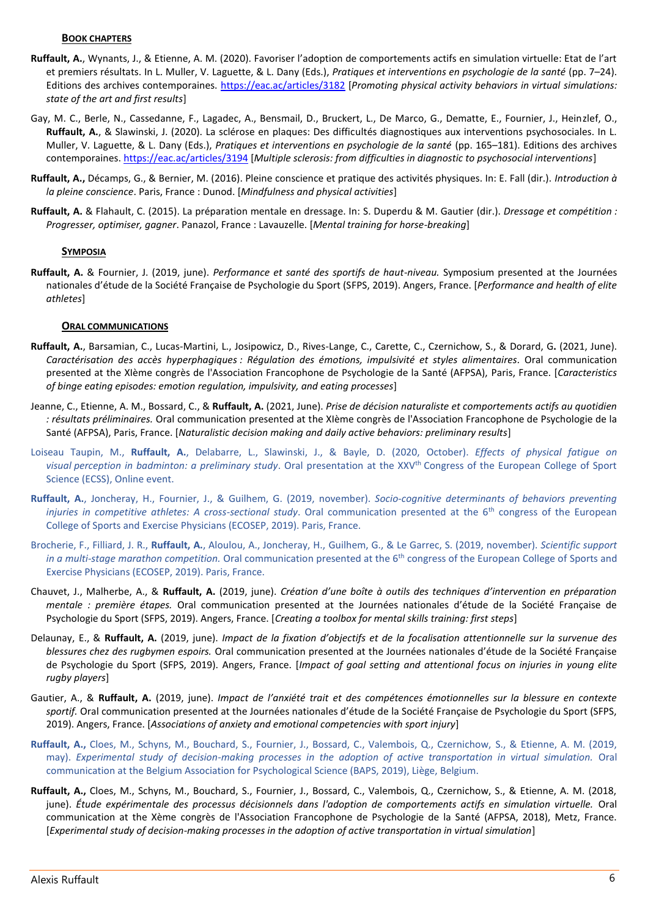#### **Book chapters**

**Ruffault, A.**, Wynants, J., & Etienne, A. M. (2020). Favoriser l'adoption de comportements actifs en simulation virtuelle: Etat de l'art et premiers résultats. In L. Muller, V. Laguette, & L. Dany (Eds.), *Pratiques et interventions en psychologie de la santé* (pp. 7–24). Editions des archives contemporaines. https://eac.ac/articles/3182 [*Promoting physical activity behaviors in virtual simulations: state of the art and first results*]

Gay, M. C., Berle, N., Cassedanne, F., Lagadec, A., Bensmail, D., Bruckert, L., De Marco, G., Dematte, E., Fournier, J., Heinzlef, O., **Ruffault, A.**, & Slawinski, J. (2020). La sclérose en plaques: Des difficultés diagnostiques aux interventions psychosociales. In L. Muller, V. Laguette, & L. Dany (Eds.), *Pratiques et interventions en psychologie de la santé* (pp. 165–181). Editions des archives contemporaines. https://eac.ac/articles/3194 [*Multiple sclerosis: from difficulties in diagnostic to psychosocial interventions*]

**Ruffault, A.**, Décamps, G., & Bernier, M. (2016). Pleine conscience et pratique des activités physiques. In: E. Fall (dir.). *Introduction à la pleine conscience*. Paris, France : Dunod. [*Mindfulness and physical activities*]

**Ruffault, A.** & Flahault, C. (2015). La préparation mentale en dressage. In: S. Duperdu & M. Gautier (dir.). *Dressage et compétition : Progresser, optimiser, gagner*. Panazol, France : Lavauzelle. [*Mental training for horse-breaking*]

#### **Symposia**

**Ruffault, A.** & Fournier, J. (2019, june). *Performance et santé des sportifs de haut-niveau.* Symposium presented at the Journées nationales d'étude de la Société Française de Psychologie du Sport (SFPS, 2019). Angers, France. [*Performance and health of elite athletes*]

#### **Oral communications**

**Ruffault, A.**, Barsamian, C., Lucas-Martini, L., Josipowicz, D., Rives-Lange, C., Carette, C., Czernichow, S., & Dorard, G**.** (2021, June). *Caractérisation des accès hyperphagiques : Régulation des émotions, impulsivité et styles alimentaires*. Oral communication presented at the XIème congrès de l'Association Francophone de Psychologie de la Santé (AFPSA), Paris, France. [*Caracteristics of binge eating episodes: emotion regulation, impulsivity, and eating processes*]

Jeanne, C., Etienne, A. M., Bossard, C., & **Ruffault, A.** (2021, June). *Prise de décision naturaliste et comportements actifs au quotidien : résultats préliminaires.* Oral communication presented at the XIème congrès de l'Association Francophone de Psychologie de la Santé (AFPSA), Paris, France. [*Naturalistic decision making and daily active behaviors: preliminary results*]

Loiseau Taupin, M., **Ruffault, A.**, Delabarre, L., Slawinski, J., & Bayle, D. (2020, October). *Effects of physical fatigue on visual perception in badminton: a preliminary study*. Oral presentation at the XXV[th] Congress of the European College of Sport Science (ECSS), Online event.

**Ruffault, A.**, Joncheray, H., Fournier, J., & Guilhem, G. (2019, november). *Socio-cognitive determinants of behaviors preventing injuries in competitive athletes: A cross-sectional study*. Oral communication presented at the 6[th] congress of the European College of Sports and Exercise Physicians (ECOSEP, 2019). Paris, France.

Brocherie, F., Filliard, J. R., **Ruffault, A.**, Aloulou, A., Joncheray, H., Guilhem, G., & Le Garrec, S. (2019, november). *Scientific support in a multi-stage marathon competition.* Oral communication presented at the 6[th] congress of the European College of Sports and Exercise Physicians (ECOSEP, 2019). Paris, France.

Chauvet, J., Malherbe, A., & **Ruffault, A.** (2019, june). *Création d'une boîte à outils des techniques d'intervention en préparation mentale : première étapes.* Oral communication presented at the Journées nationales d'étude de la Société Française de Psychologie du Sport (SFPS, 2019). Angers, France. [*Creating a toolbox for mental skills training: first steps*]

Delaunay, E., & **Ruffault, A.** (2019, june). *Impact de la fixation d'objectifs et de la focalisation attentionnelle sur la survenue des blessures chez des rugbymen espoirs.* Oral communication presented at the Journées nationales d'étude de la Société Française de Psychologie du Sport (SFPS, 2019). Angers, France. [*Impact of goal setting and attentional focus on injuries in young elite rugby players*]

Gautier, A., & **Ruffault, A.** (2019, june). *Impact de l'anxiété trait et des compétences émotionnelles sur la blessure en contexte sportif.* Oral communication presented at the Journées nationales d'étude de la Société Française de Psychologie du Sport (SFPS, 2019). Angers, France. [*Associations of anxiety and emotional competencies with sport injury*]

**Ruffault, A.**, Cloes, M., Schyns, M., Bouchard, S., Fournier, J., Bossard, C., Valembois, Q., Czernichow, S., & Etienne, A. M. (2019, may). *Experimental study of decision-making processes in the adoption of active transportation in virtual simulation.* Oral communication at the Belgium Association for Psychological Science (BAPS, 2019), Liège, Belgium.

**Ruffault, A.**, Cloes, M., Schyns, M., Bouchard, S., Fournier, J., Bossard, C., Valembois, Q., Czernichow, S., & Etienne, A. M. (2018, june). *Étude expérimentale des processus décisionnels dans l'adoption de comportements actifs en simulation virtuelle.* Oral communication at the Xème congrès de l'Association Francophone de Psychologie de la Santé (AFPSA, 2018), Metz, France. [*Experimental study of decision-making processes in the adoption of active transportation in virtual simulation*]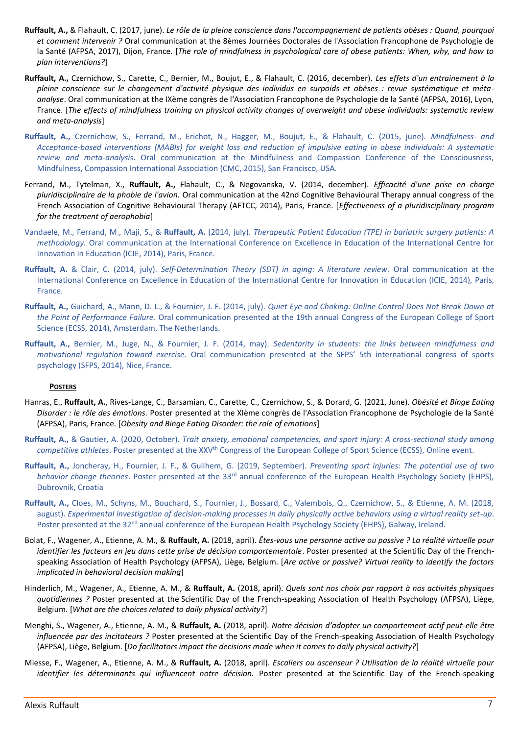**Ruffault, A.,** & Flahault, C. (2017, june). *Le rôle de la pleine conscience dans l'accompagnement de patients obèses : Quand, pourquoi et comment intervenir ?* Oral communication at the 8èmes Journées Doctorales de l'Association Francophone de Psychologie de la Santé (AFPSA, 2017), Dijon, France. [*The role of mindfulness in psychological care of obese patients: When, why, and how to plan interventions?*]

**Ruffault, A.,** Czernichow, S., Carette, C., Bernier, M., Boujut, E., & Flahault, C. (2016, december). *Les effets d'un entrainement à la pleine conscience sur le changement d'activité physique des individus en surpoids et obèses : revue systématique et méta-analyse*. Oral communication at the IXème congrès de l'Association Francophone de Psychologie de la Santé (AFPSA, 2016), Lyon, France. [*The effects of mindfulness training on physical activity changes of overweight and obese individuals: systematic review and meta-analysis*]

**Ruffault, A.,** Czernichow, S., Ferrand, M., Erichot, N., Hagger, M., Boujut, E., & Flahault, C. (2015, june). *Mindfulness- and Acceptance-based interventions (MABIs) for weight loss and reduction of impulsive eating in obese individuals: A systematic review and meta-analysis*. Oral communication at the Mindfulness and Compassion Conference of the Consciousness, Mindfulness, Compassion International Association (CMC, 2015), San Francisco, USA.

Ferrand, M., Tytelman, X., **Ruffault, A.,** Flahault, C., & Negovanska, V. (2014, december). *Efficacité d'une prise en charge pluridisciplinaire de la phobie de l'avion.* Oral communication at the 42nd Cognitive Behavioural Therapy annual congress of the French Association of Cognitive Behavioural Therapy (AFTCC, 2014), Paris, France. [*Effectiveness of a pluridisciplinary program for the treatment of aerophobia*]

Vandaele, M., Ferrand, M., Maji, S., & **Ruffault, A.** (2014, july). *Therapeutic Patient Education (TPE) in bariatric surgery patients: A methodology.* Oral communication at the International Conference on Excellence in Education of the International Centre for Innovation in Education (ICIE, 2014), Paris, France.

**Ruffault, A.** & Clair, C. (2014, july). *Self-Determination Theory (SDT) in aging: A literature review*. Oral communication at the International Conference on Excellence in Education of the International Centre for Innovation in Education (ICIE, 2014), Paris, France.

**Ruffault, A.,** Guichard, A., Mann, D. L., & Fournier, J. F. (2014, july). *Quiet Eye and Choking: Online Control Does Not Break Down at the Point of Performance Failure.* Oral communication presented at the 19th annual Congress of the European College of Sport Science (ECSS, 2014), Amsterdam, The Netherlands.

**Ruffault, A.,** Bernier, M., Juge, N., & Fournier, J. F. (2014, may). *Sedentarity in students: the links between mindfulness and motivational regulation toward exercise.* Oral communication presented at the SFPS' 5th international congress of sports psychology (SFPS, 2014), Nice, France.

### Posters

Hanras, E., **Ruffault, A.**, Rives-Lange, C., Barsamian, C., Carette, C., Czernichow, S., & Dorard, G. (2021, June). *Obésité et Binge Eating Disorder : le rôle des émotions.* Poster presented at the XIème congrès de l'Association Francophone de Psychologie de la Santé (AFPSA), Paris, France. [*Obesity and Binge Eating Disorder: the role of emotions*]

**Ruffault, A.,** & Gautier, A. (2020, October). *Trait anxiety, emotional competencies, and sport injury: A cross-sectional study among competitive athletes*. Poster presented at the XXV[th] Congress of the European College of Sport Science (ECSS), Online event.

**Ruffault, A.,** Joncheray, H., Fournier, J. F., & Guilhem, G. (2019, September). *Preventing sport injuries: The potential use of two behavior change theories*. Poster presented at the 33[rd] annual conference of the European Health Psychology Society (EHPS), Dubrovnik, Croatia

**Ruffault, A.,** Cloes, M., Schyns, M., Bouchard, S., Fournier, J., Bossard, C., Valembois, Q., Czernichow, S., & Etienne, A. M. (2018, august). *Experimental investigation of decision-making processes in daily physically active behaviors using a virtual reality set-up*. Poster presented at the 32[nd] annual conference of the European Health Psychology Society (EHPS), Galway, Ireland.

Bolat, F., Wagener, A., Etienne, A. M., & **Ruffault, A.** (2018, april). *Êtes-vous une personne active ou passive ? La réalité virtuelle pour identifier les facteurs en jeu dans cette prise de décision comportementale*. Poster presented at the Scientific Day of the French-speaking Association of Health Psychology (AFPSA), Liège, Belgium. [*Are active or passive? Virtual reality to identify the factors implicated in behavioral decision making*]

Hinderlich, M., Wagener, A., Etienne, A. M., & **Ruffault, A.** (2018, april). *Quels sont nos choix par rapport à nos activités physiques quotidiennes ?* Poster presented at the Scientific Day of the French-speaking Association of Health Psychology (AFPSA), Liège, Belgium. [*What are the choices related to daily physical activity?*]

Menghi, S., Wagener, A., Etienne, A. M., & **Ruffault, A.** (2018, april). *Notre décision d'adopter un comportement actif peut-elle être influencée par des incitateurs ?* Poster presented at the Scientific Day of the French-speaking Association of Health Psychology (AFPSA), Liège, Belgium. [*Do facilitators impact the decisions made when it comes to daily physical activity?*]

Miesse, F., Wagener, A., Etienne, A. M., & **Ruffault, A.** (2018, april). *Escaliers ou ascenseur ? Utilisation de la réalité virtuelle pour identifier les déterminants qui influencent notre décision.* Poster presented at the Scientific Day of the French-speaking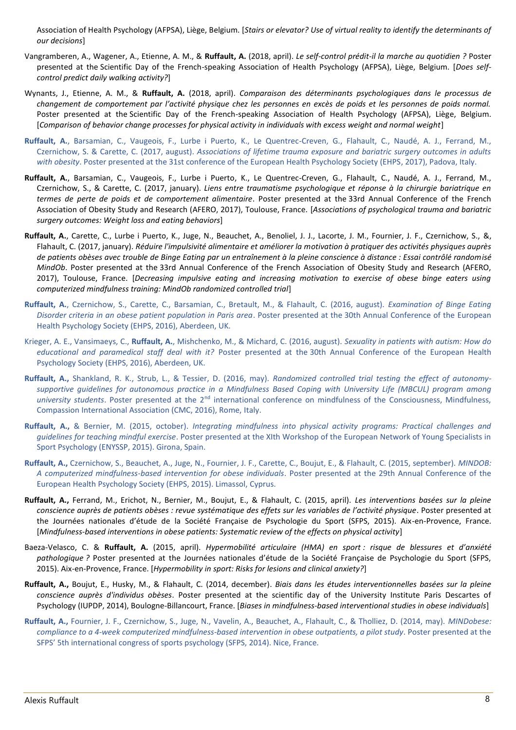Association of Health Psychology (AFPSA), Liège, Belgium. [*Stairs or elevator? Use of virtual reality to identify the determinants of our decisions*]

Vangramberen, A., Wagener, A., Etienne, A. M., & **Ruffault, A.** (2018, april). *Le self-control prédit-il la marche au quotidien ?* Poster presented at the Scientific Day of the French-speaking Association of Health Psychology (AFPSA), Liège, Belgium. [*Does self-control predict daily walking activity?*]

Wynants, J., Etienne, A. M., & **Ruffault, A.** (2018, april). *Comparaison des déterminants psychologiques dans le processus de changement de comportement par l'activité physique chez les personnes en excès de poids et les personnes de poids normal.* Poster presented at the Scientific Day of the French-speaking Association of Health Psychology (AFPSA), Liège, Belgium. [*Comparison of behavior change processes for physical activity in individuals with excess weight and normal weight*]

**Ruffault, A.**, Barsamian, C., Vaugeois, F., Lurbe i Puerto, K., Le Quentrec-Creven, G., Flahault, C., Naudé, A. J., Ferrand, M., Czernichow, S. & Carette, C. (2017, august). *Associations of lifetime trauma exposure and bariatric surgery outcomes in adults with obesity*. Poster presented at the 31st conference of the European Health Psychology Society (EHPS, 2017), Padova, Italy.

**Ruffault, A.**, Barsamian, C., Vaugeois, F., Lurbe i Puerto, K., Le Quentrec-Creven, G., Flahault, C., Naudé, A. J., Ferrand, M., Czernichow, S., & Carette, C. (2017, january). *Liens entre traumatisme psychologique et réponse à la chirurgie bariatrique en termes de perte de poids et de comportement alimentaire*. Poster presented at the 33rd Annual Conference of the French Association of Obesity Study and Research (AFERO, 2017), Toulouse, France. [*Associations of psychological trauma and bariatric surgery outcomes: Weight loss and eating behaviors*]

**Ruffault, A.**, Carette, C., Lurbe i Puerto, K., Juge, N., Beauchet, A., Benoliel, J. J., Lacorte, J. M., Fournier, J. F., Czernichow, S., &, Flahault, C. (2017, january). *Réduire l'impulsivité alimentaire et améliorer la motivation à pratiquer des activités physiques auprès de patients obèses avec trouble de Binge Eating par un entraînement à la pleine conscience à distance : Essai contrôlé randomisé MindOb*. Poster presented at the 33rd Annual Conference of the French Association of Obesity Study and Research (AFERO, 2017), Toulouse, France. [*Decreasing impulsive eating and increasing motivation to exercise of obese binge eaters using computerized mindfulness training: MindOb randomized controlled trial*]

**Ruffault, A.**, Czernichow, S., Carette, C., Barsamian, C., Bretault, M., & Flahault, C. (2016, august). *Examination of Binge Eating Disorder criteria in an obese patient population in Paris area*. Poster presented at the 30th Annual Conference of the European Health Psychology Society (EHPS, 2016), Aberdeen, UK.

Krieger, A. E., Vansimaeys, C., **Ruffault, A.**, Mishchenko, M., & Michard, C. (2016, august). *Sexuality in patients with autism: How do educational and paramedical staff deal with it?* Poster presented at the 30th Annual Conference of the European Health Psychology Society (EHPS, 2016), Aberdeen, UK.

**Ruffault, A.,** Shankland, R. K., Strub, L., & Tessier, D. (2016, may). *Randomized controlled trial testing the effect of autonomy-supportive guidelines for autonomous practice in a Mindfulness Based Coping with University Life (MBCUL) program among university students*. Poster presented at the 2nd international conference on mindfulness of the Consciousness, Mindfulness, Compassion International Association (CMC, 2016), Rome, Italy.

**Ruffault, A.,** & Bernier, M. (2015, october). *Integrating mindfulness into physical activity programs: Practical challenges and guidelines for teaching mindful exercise*. Poster presented at the XIth Workshop of the European Network of Young Specialists in Sport Psychology (ENYSSP, 2015). Girona, Spain.

**Ruffault, A.,** Czernichow, S., Beauchet, A., Juge, N., Fournier, J. F., Carette, C., Boujut, E., & Flahault, C. (2015, september). *MINDOB: A computerized mindfulness-based intervention for obese individuals*. Poster presented at the 29th Annual Conference of the European Health Psychology Society (EHPS, 2015). Limassol, Cyprus.

**Ruffault, A.,** Ferrand, M., Erichot, N., Bernier, M., Boujut, E., & Flahault, C. (2015, april). *Les interventions basées sur la pleine conscience auprès de patients obèses : revue systématique des effets sur les variables de l'activité physique*. Poster presented at the Journées nationales d'étude de la Société Française de Psychologie du Sport (SFPS, 2015). Aix-en-Provence, France. [*Mindfulness-based interventions in obese patients: Systematic review of the effects on physical activity*]

Baeza-Velasco, C. & **Ruffault, A.** (2015, april). *Hypermobilité articulaire (HMA) en sport : risque de blessures et d'anxiété pathologique ?* Poster presented at the Journées nationales d'étude de la Société Française de Psychologie du Sport (SFPS, 2015). Aix-en-Provence, France. [*Hypermobility in sport: Risks for lesions and clinical anxiety?*]

**Ruffault, A.,** Boujut, E., Husky, M., & Flahault, C. (2014, december). *Biais dans les études interventionnelles basées sur la pleine conscience auprès d'individus obèses*. Poster presented at the scientific day of the University Institute Paris Descartes of Psychology (IUPDP, 2014), Boulogne-Billancourt, France. [*Biases in mindfulness-based interventional studies in obese individuals*]

**Ruffault, A.,** Fournier, J. F., Czernichow, S., Juge, N., Vavelin, A., Beauchet, A., Flahault, C., & Tholliez, D. (2014, may). *MINDobese: compliance to a 4-week computerized mindfulness-based intervention in obese outpatients, a pilot study*. Poster presented at the SFPS' 5th international congress of sports psychology (SFPS, 2014). Nice, France.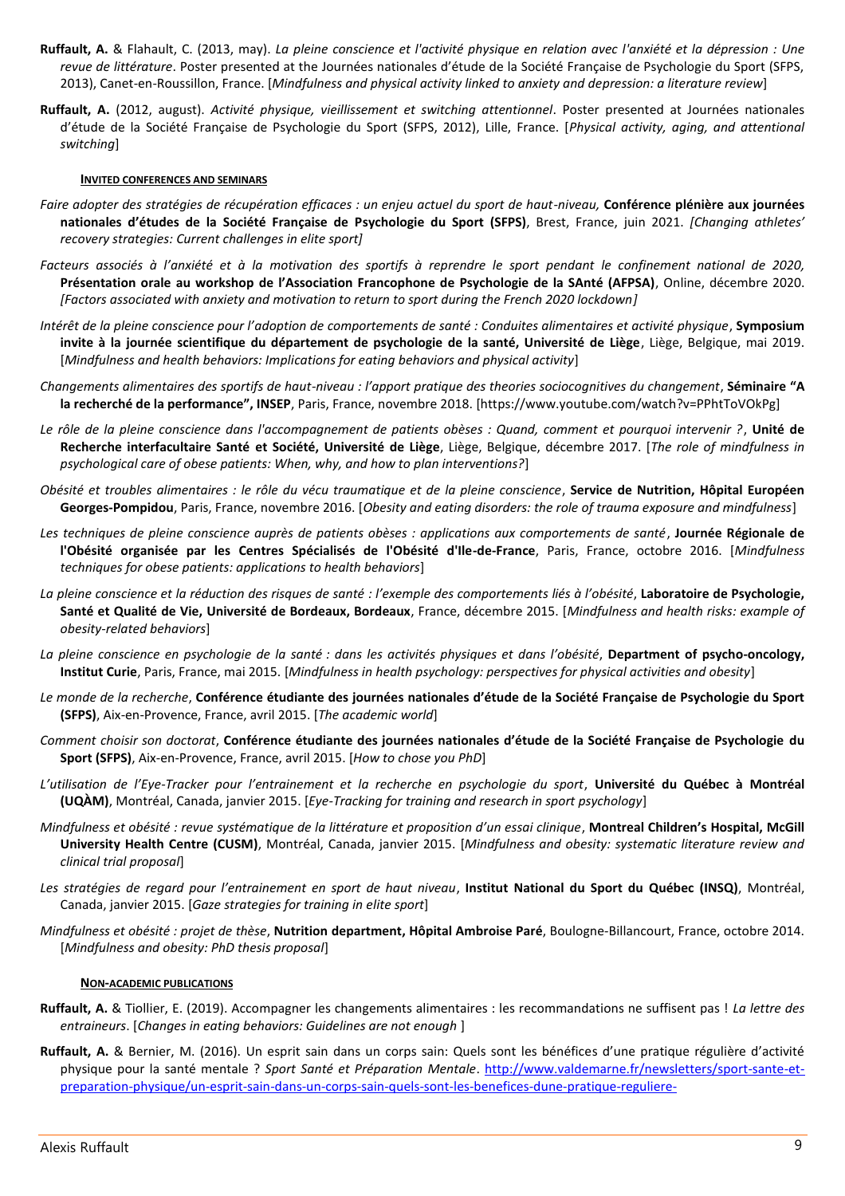**Ruffault, A.** & Flahault, C. (2013, may). *La pleine conscience et l'activité physique en relation avec l'anxiété et la dépression : Une revue de littérature*. Poster presented at the Journées nationales d'étude de la Société Française de Psychologie du Sport (SFPS, 2013), Canet-en-Roussillon, France. [*Mindfulness and physical activity linked to anxiety and depression: a literature review*]

**Ruffault, A.** (2012, august). *Activité physique, vieillissement et switching attentionnel*. Poster presented at Journées nationales d'étude de la Société Française de Psychologie du Sport (SFPS, 2012), Lille, France. [*Physical activity, aging, and attentional switching*]

#### INVITED CONFERENCES AND SEMINARS

*Faire adopter des stratégies de récupération efficaces : un enjeu actuel du sport de haut-niveau,* **Conférence plénière aux journées nationales d'études de la Société Française de Psychologie du Sport (SFPS)**, Brest, France, juin 2021. *[Changing athletes' recovery strategies: Current challenges in elite sport]*

*Facteurs associés à l'anxiété et à la motivation des sportifs à reprendre le sport pendant le confinement national de 2020,* **Présentation orale au workshop de l'Association Francophone de Psychologie de la SAnté (AFPSA)**, Online, décembre 2020. *[Factors associated with anxiety and motivation to return to sport during the French 2020 lockdown]*

*Intérêt de la pleine conscience pour l'adoption de comportements de santé : Conduites alimentaires et activité physique*, **Symposium invite à la journée scientifique du département de psychologie de la santé, Université de Liège**, Liège, Belgique, mai 2019. [*Mindfulness and health behaviors: Implications for eating behaviors and physical activity*]

*Changements alimentaires des sportifs de haut-niveau : l'apport pratique des theories sociocognitives du changement*, **Séminaire "A la recherché de la performance", INSEP**, Paris, France, novembre 2018. [https://www.youtube.com/watch?v=PPhtToVOkPg]

*Le rôle de la pleine conscience dans l'accompagnement de patients obèses : Quand, comment et pourquoi intervenir ?*, **Unité de Recherche interfacultaire Santé et Société, Université de Liège**, Liège, Belgique, décembre 2017. [*The role of mindfulness in psychological care of obese patients: When, why, and how to plan interventions?*]

*Obésité et troubles alimentaires : le rôle du vécu traumatique et de la pleine conscience*, **Service de Nutrition, Hôpital Européen Georges-Pompidou**, Paris, France, novembre 2016. [*Obesity and eating disorders: the role of trauma exposure and mindfulness*]

*Les techniques de pleine conscience auprès de patients obèses : applications aux comportements de santé*, **Journée Régionale de l'Obésité organisée par les Centres Spécialisés de l'Obésité d'Ile-de-France**, Paris, France, octobre 2016. [*Mindfulness techniques for obese patients: applications to health behaviors*]

*La pleine conscience et la réduction des risques de santé : l'exemple des comportements liés à l'obésité*, **Laboratoire de Psychologie, Santé et Qualité de Vie, Université de Bordeaux, Bordeaux**, France, décembre 2015. [*Mindfulness and health risks: example of obesity-related behaviors*]

*La pleine conscience en psychologie de la santé : dans les activités physiques et dans l'obésité*, **Department of psycho-oncology, Institut Curie**, Paris, France, mai 2015. [*Mindfulness in health psychology: perspectives for physical activities and obesity*]

*Le monde de la recherche*, **Conférence étudiante des journées nationales d'étude de la Société Française de Psychologie du Sport (SFPS)**, Aix-en-Provence, France, avril 2015. [*The academic world*]

*Comment choisir son doctorat*, **Conférence étudiante des journées nationales d'étude de la Société Française de Psychologie du Sport (SFPS)**, Aix-en-Provence, France, avril 2015. [*How to chose you PhD*]

*L'utilisation de l'Eye-Tracker pour l'entrainement et la recherche en psychologie du sport*, **Université du Québec à Montréal (UQÀM)**, Montréal, Canada, janvier 2015. [*Eye-Tracking for training and research in sport psychology*]

*Mindfulness et obésité : revue systématique de la littérature et proposition d'un essai clinique*, **Montreal Children's Hospital, McGill University Health Centre (CUSM)**, Montréal, Canada, janvier 2015. [*Mindfulness and obesity: systematic literature review and clinical trial proposal*]

*Les stratégies de regard pour l'entrainement en sport de haut niveau*, **Institut National du Sport du Québec (INSQ)**, Montréal, Canada, janvier 2015. [*Gaze strategies for training in elite sport*]

*Mindfulness et obésité : projet de thèse*, **Nutrition department, Hôpital Ambroise Paré**, Boulogne-Billancourt, France, octobre 2014. [*Mindfulness and obesity: PhD thesis proposal*]

#### NON-ACADEMIC PUBLICATIONS

**Ruffault, A.** & Tiollier, E. (2019). Accompagner les changements alimentaires : les recommandations ne suffisent pas ! *La lettre des entraineurs*. [*Changes in eating behaviors: Guidelines are not enough* ]

**Ruffault, A.** & Bernier, M. (2016). Un esprit sain dans un corps sain: Quels sont les bénéfices d'une pratique régulière d'activité physique pour la santé mentale ? *Sport Santé et Préparation Mentale*. http://www.valdemarne.fr/newsletters/sport-sante-et-preparation-physique/un-esprit-sain-dans-un-corps-sain-quels-sont-les-benefices-dune-pratique-reguliere-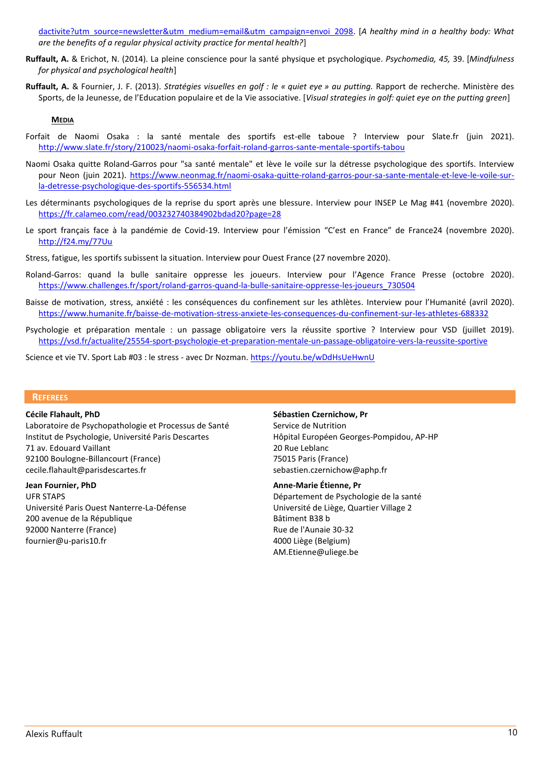dactivite?utm_source=newsletter&utm_medium=email&utm_campaign=envoi_2098. [*A healthy mind in a healthy body: What are the benefits of a regular physical activity practice for mental health?*]

**Ruffault, A.** & Erichot, N. (2014). La pleine conscience pour la santé physique et psychologique. *Psychomedia, 45,* 39. [*Mindfulness for physical and psychological health*]

**Ruffault, A.** & Fournier, J. F. (2013). *Stratégies visuelles en golf : le « quiet eye » au putting.* Rapport de recherche. Ministère des Sports, de la Jeunesse, de l'Education populaire et de la Vie associative. [*Visual strategies in golf: quiet eye on the putting green*]

### Media

Forfait de Naomi Osaka : la santé mentale des sportifs est-elle taboue ? Interview pour Slate.fr (juin 2021). http://www.slate.fr/story/210023/naomi-osaka-forfait-roland-garros-sante-mentale-sportifs-tabou

Naomi Osaka quitte Roland-Garros pour "sa santé mentale" et lève le voile sur la détresse psychologique des sportifs. Interview pour Neon (juin 2021). https://www.neonmag.fr/naomi-osaka-quitte-roland-garros-pour-sa-sante-mentale-et-leve-le-voile-sur-la-detresse-psychologique-des-sportifs-556534.html

Les déterminants psychologiques de la reprise du sport après une blessure. Interview pour INSEP Le Mag #41 (novembre 2020). https://fr.calameo.com/read/003232740384902bdad20?page=28

Le sport français face à la pandémie de Covid-19. Interview pour l'émission "C'est en France" de France24 (novembre 2020). http://f24.my/77Uu

Stress, fatigue, les sportifs subissent la situation. Interview pour Ouest France (27 novembre 2020).

Roland-Garros: quand la bulle sanitaire oppresse les joueurs. Interview pour l'Agence France Presse (octobre 2020). https://www.challenges.fr/sport/roland-garros-quand-la-bulle-sanitaire-oppresse-les-joueurs_730504

Baisse de motivation, stress, anxiété : les conséquences du confinement sur les athlètes. Interview pour l'Humanité (avril 2020). https://www.humanite.fr/baisse-de-motivation-stress-anxiete-les-consequences-du-confinement-sur-les-athletes-688332

Psychologie et préparation mentale : un passage obligatoire vers la réussite sportive ? Interview pour VSD (juillet 2019). https://vsd.fr/actualite/25554-sport-psychologie-et-preparation-mentale-un-passage-obligatoire-vers-la-reussite-sportive

Science et vie TV. Sport Lab #03 : le stress - avec Dr Nozman. https://youtu.be/wDdHsUeHwnU

## Referees

**Cécile Flahault, PhD**
Laboratoire de Psychopathologie et Processus de Santé
Institut de Psychologie, Université Paris Descartes
71 av. Edouard Vaillant
92100 Boulogne-Billancourt (France)
cecile.flahault@parisdescartes.fr

**Jean Fournier, PhD**
UFR STAPS
Université Paris Ouest Nanterre-La-Défense
200 avenue de la République
92000 Nanterre (France)
fournier@u-paris10.fr

**Sébastien Czernichow, Pr**
Service de Nutrition
Hôpital Européen Georges-Pompidou, AP-HP
20 Rue Leblanc
75015 Paris (France)
sebastien.czernichow@aphp.fr

**Anne-Marie Étienne, Pr**
Département de Psychologie de la santé
Université de Liège, Quartier Village 2
Bâtiment B38 b
Rue de l'Aunaie 30-32
4000 Liège (Belgium)
AM.Etienne@uliege.be